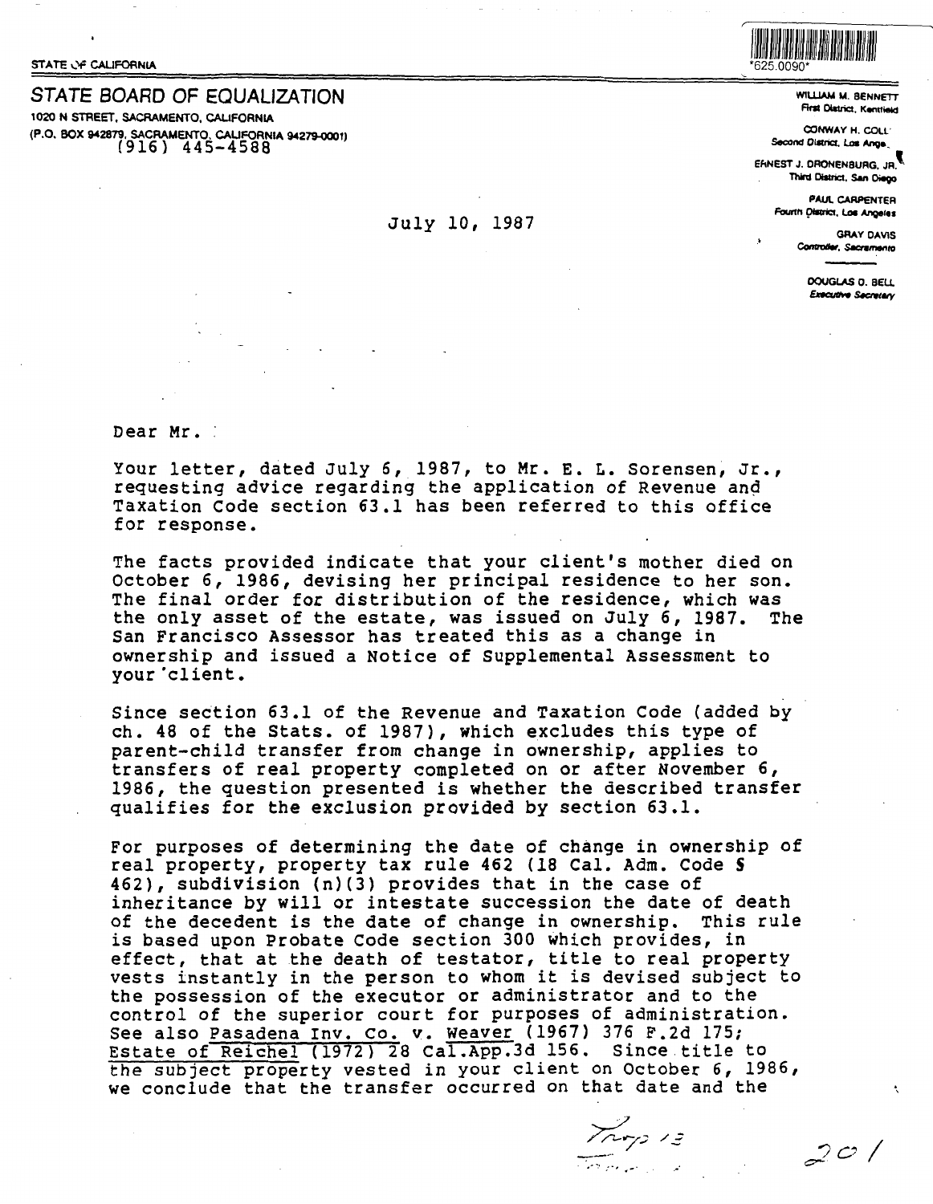STATE OF CALIFORNIA

*625.0090*

## STATE BOARD OF EQUALIZATION

1020 N STREET, SACRAMENTO, CALIFORNIA
(P.O. BOX 942879, SACRAMENTO, CALIFORNIA 94279-0001)
(916) 445-4588

WILLIAM M. BENNETT
First District, Kentfield

CONWAY H. COLLIS
Second District, Los Angeles

ERNEST J. DRONENBURG, JR.
Third District, San Diego

PAUL CARPENTER
Fourth District, Los Angeles

GRAY DAVIS
Controller, Sacramento

DOUGLAS D. BELL
Executive Secretary

July 10, 1987

Dear Mr.

Your letter, dated July 6, 1987, to Mr. E. L. Sorensen, Jr., requesting advice regarding the application of Revenue and Taxation Code section 63.1 has been referred to this office for response.

The facts provided indicate that your client's mother died on October 6, 1986, devising her principal residence to her son. The final order for distribution of the residence, which was the only asset of the estate, was issued on July 6, 1987. The San Francisco Assessor has treated this as a change in ownership and issued a Notice of Supplemental Assessment to your client.

Since section 63.1 of the Revenue and Taxation Code (added by ch. 48 of the Stats. of 1987), which excludes this type of parent-child transfer from change in ownership, applies to transfers of real property completed on or after November 6, 1986, the question presented is whether the described transfer qualifies for the exclusion provided by section 63.1.

For purposes of determining the date of change in ownership of real property, property tax rule 462 (18 Cal. Adm. Code § 462), subdivision (n)(3) provides that in the case of inheritance by will or intestate succession the date of death of the decedent is the date of change in ownership. This rule is based upon Probate Code section 300 which provides, in effect, that at the death of testator, title to real property vests instantly in the person to whom it is devised subject to the possession of the executor or administrator and to the control of the superior court for purposes of administration. See also Pasadena Inv. Co. v. Weaver (1967) 376 F.2d 175; Estate of Reichel (1972) 28 Cal.App.3d 156. Since title to the subject property vested in your client on October 6, 1986, we conclude that the transfer occurred on that date and the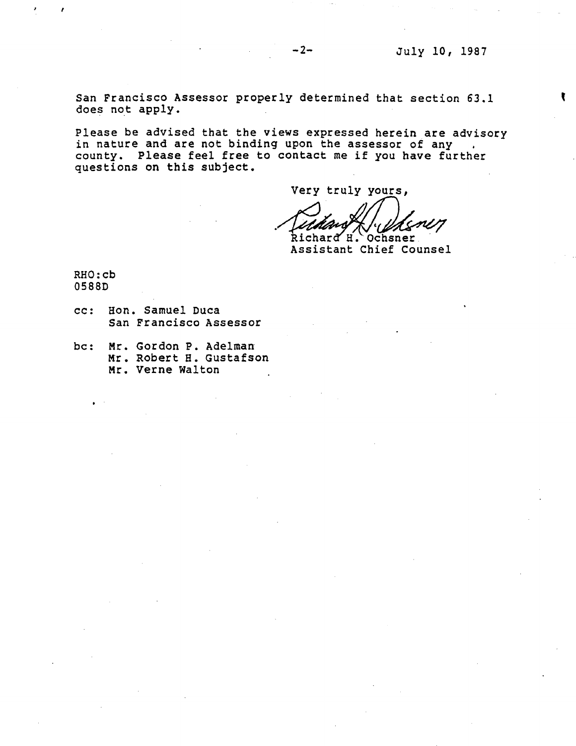San Francisco Assessor properly determined that section 63.1 does not apply.

Please be advised that the views expressed herein are advisory in nature and are not binding upon the assessor of any county. Please feel free to contact me if you have further questions on this subject.

Very truly yours,

Richard H. Ochsner  
Assistant Chief Counsel

RHO:cb  
0588D

cc: Hon. Samuel Duca  
San Francisco Assessor

bc: Mr. Gordon P. Adelman  
Mr. Robert H. Gustafson  
Mr. Verne Walton